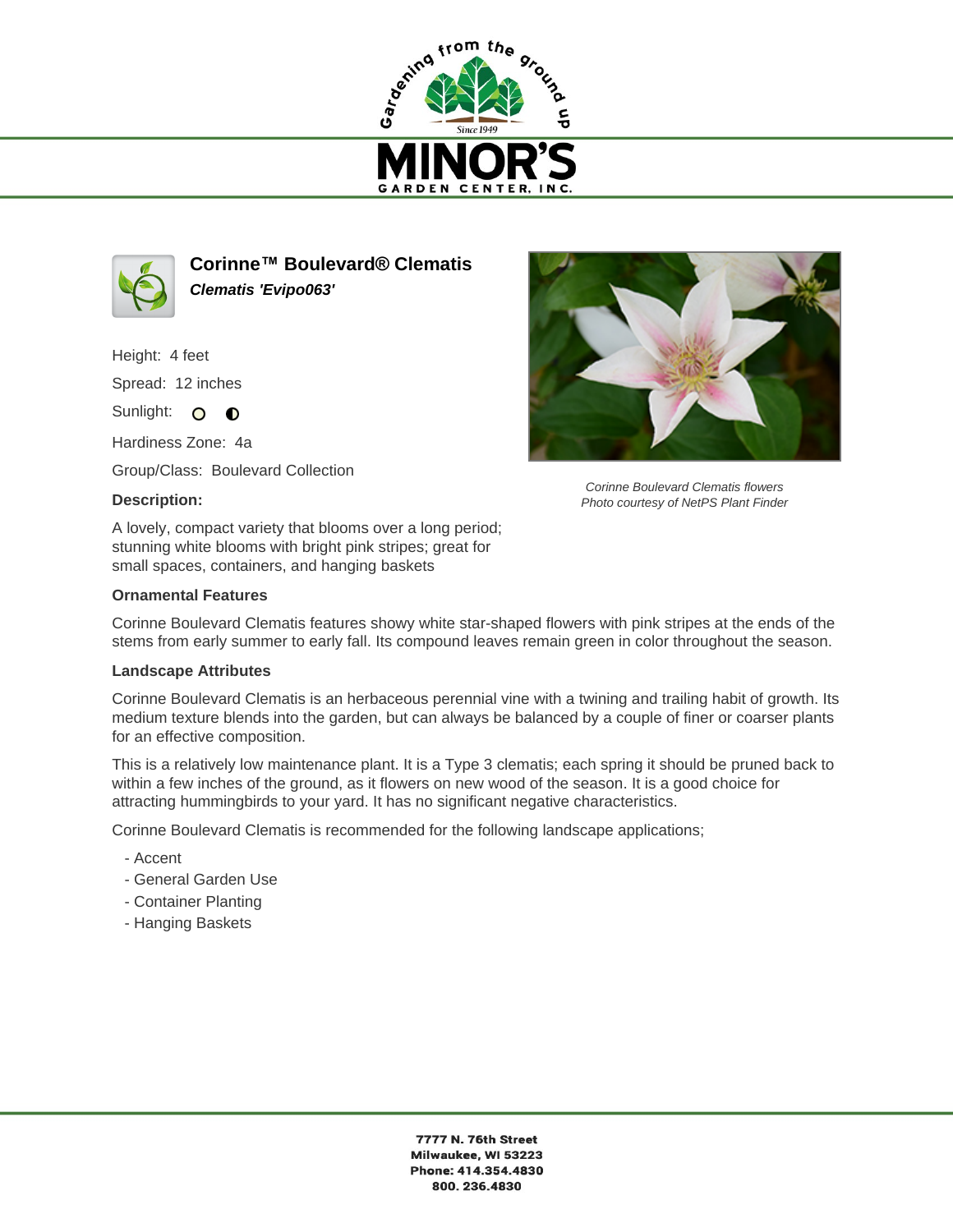# Corinne™ Boulevard® Clematis

***Clematis 'Evipo063'***

Height: 4 feet

Spread: 12 inches

Sunlight:

Hardiness Zone: 4a

Group/Class: Boulevard Collection

*Corinne Boulevard Clematis flowers*
*Photo courtesy of NetPS Plant Finder*

### Description:

A lovely, compact variety that blooms over a long period; stunning white blooms with bright pink stripes; great for small spaces, containers, and hanging baskets

### Ornamental Features

Corinne Boulevard Clematis features showy white star-shaped flowers with pink stripes at the ends of the stems from early summer to early fall. Its compound leaves remain green in color throughout the season.

### Landscape Attributes

Corinne Boulevard Clematis is an herbaceous perennial vine with a twining and trailing habit of growth. Its medium texture blends into the garden, but can always be balanced by a couple of finer or coarser plants for an effective composition.

This is a relatively low maintenance plant. It is a Type 3 clematis; each spring it should be pruned back to within a few inches of the ground, as it flowers on new wood of the season. It is a good choice for attracting hummingbirds to your yard. It has no significant negative characteristics.

Corinne Boulevard Clematis is recommended for the following landscape applications;

- Accent
- General Garden Use
- Container Planting
- Hanging Baskets

**7777 N. 76th Street**
**Milwaukee, WI 53223**
**Phone: 414.354.4830**
**800. 236.4830**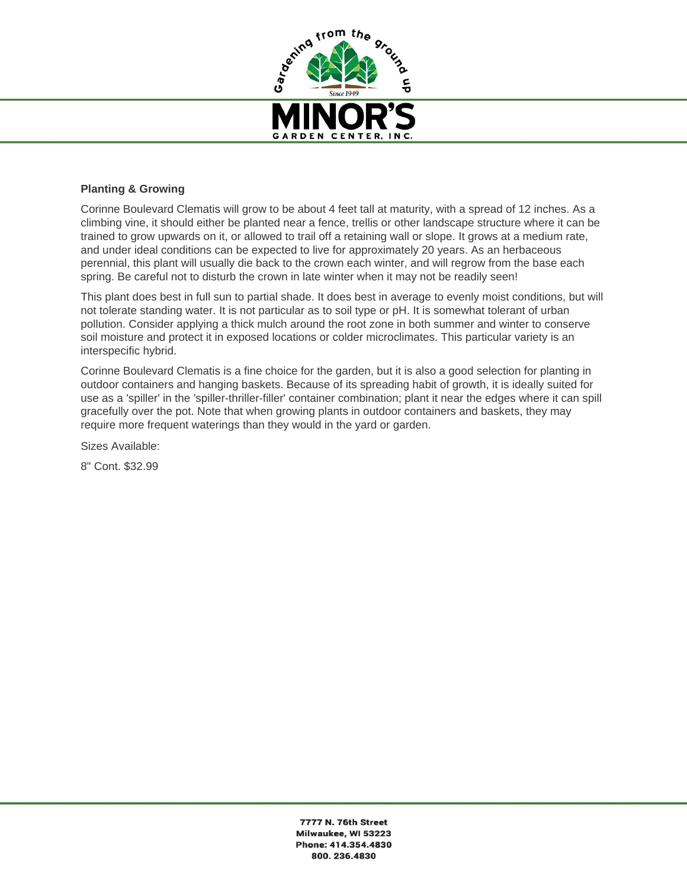## Planting & Growing

Corinne Boulevard Clematis will grow to be about 4 feet tall at maturity, with a spread of 12 inches. As a climbing vine, it should either be planted near a fence, trellis or other landscape structure where it can be trained to grow upwards on it, or allowed to trail off a retaining wall or slope. It grows at a medium rate, and under ideal conditions can be expected to live for approximately 20 years. As an herbaceous perennial, this plant will usually die back to the crown each winter, and will regrow from the base each spring. Be careful not to disturb the crown in late winter when it may not be readily seen!

This plant does best in full sun to partial shade. It does best in average to evenly moist conditions, but will not tolerate standing water. It is not particular as to soil type or pH. It is somewhat tolerant of urban pollution. Consider applying a thick mulch around the root zone in both summer and winter to conserve soil moisture and protect it in exposed locations or colder microclimates. This particular variety is an interspecific hybrid.

Corinne Boulevard Clematis is a fine choice for the garden, but it is also a good selection for planting in outdoor containers and hanging baskets. Because of its spreading habit of growth, it is ideally suited for use as a 'spiller' in the 'spiller-thriller-filler' container combination; plant it near the edges where it can spill gracefully over the pot. Note that when growing plants in outdoor containers and baskets, they may require more frequent waterings than they would in the yard or garden.

Sizes Available:

8" Cont. $32.99